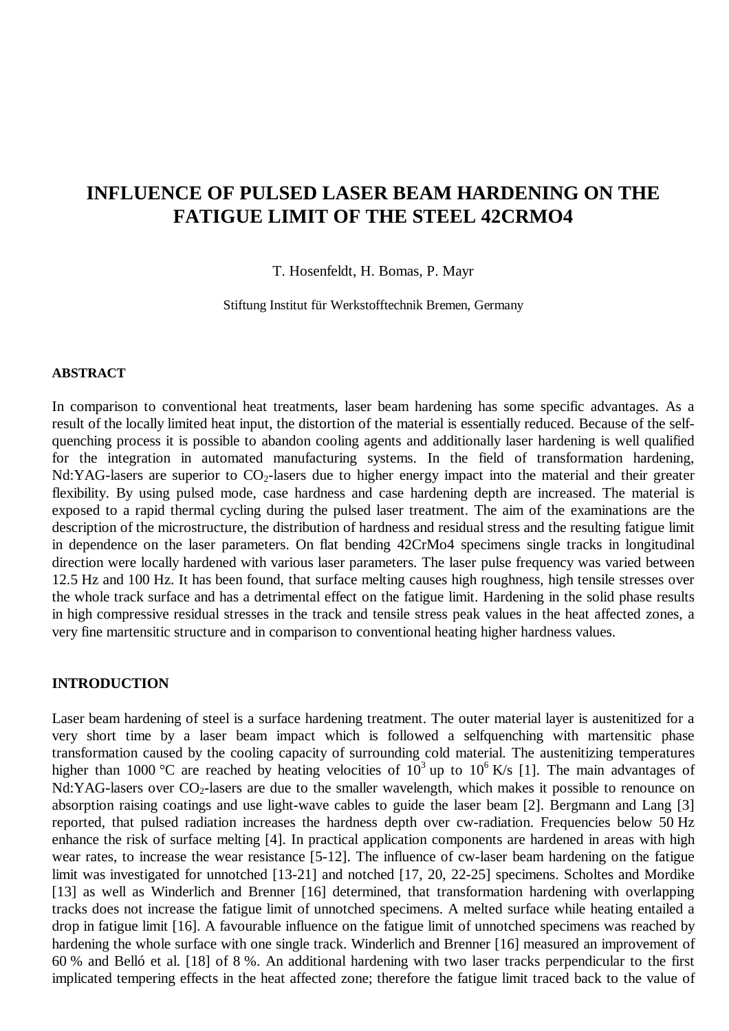# INFLUENCE OF PULSED LASER BEAM HARDENING ON THE FATIGUE LIMIT OF THE STEEL 42CRMO4

T. Hosenfeldt, H. Bomas, P. Mayr

Stiftung Institut für Werkstofftechnik Bremen, Germany

## ABSTRACT

In comparison to conventional heat treatments, laser beam hardening has some specific advantages. As a result of the locally limited heat input, the distortion of the material is essentially reduced. Because of the self-quenching process it is possible to abandon cooling agents and additionally laser hardening is well qualified for the integration in automated manufacturing systems. In the field of transformation hardening, Nd:YAG-lasers are superior to $CO_2$-lasers due to higher energy impact into the material and their greater flexibility. By using pulsed mode, case hardness and case hardening depth are increased. The material is exposed to a rapid thermal cycling during the pulsed laser treatment. The aim of the examinations are the description of the microstructure, the distribution of hardness and residual stress and the resulting fatigue limit in dependence on the laser parameters. On flat bending 42CrMo4 specimens single tracks in longitudinal direction were locally hardened with various laser parameters. The laser pulse frequency was varied between 12.5 Hz and 100 Hz. It has been found, that surface melting causes high roughness, high tensile stresses over the whole track surface and has a detrimental effect on the fatigue limit. Hardening in the solid phase results in high compressive residual stresses in the track and tensile stress peak values in the heat affected zones, a very fine martensitic structure and in comparison to conventional heating higher hardness values.

## INTRODUCTION

Laser beam hardening of steel is a surface hardening treatment. The outer material layer is austenitized for a very short time by a laser beam impact which is followed a selfquenching with martensitic phase transformation caused by the cooling capacity of surrounding cold material. The austenitizing temperatures higher than 1000 °C are reached by heating velocities of $10^3$ up to $10^6$ K/s [1]. The main advantages of Nd:YAG-lasers over $CO_2$-lasers are due to the smaller wavelength, which makes it possible to renounce on absorption raising coatings and use light-wave cables to guide the laser beam [2]. Bergmann and Lang [3] reported, that pulsed radiation increases the hardness depth over cw-radiation. Frequencies below 50 Hz enhance the risk of surface melting [4]. In practical application components are hardened in areas with high wear rates, to increase the wear resistance [5-12]. The influence of cw-laser beam hardening on the fatigue limit was investigated for unnotched [13-21] and notched [17, 20, 22-25] specimens. Scholtes and Mordike [13] as well as Winderlich and Brenner [16] determined, that transformation hardening with overlapping tracks does not increase the fatigue limit of unnotched specimens. A melted surface while heating entailed a drop in fatigue limit [16]. A favourable influence on the fatigue limit of unnotched specimens was reached by hardening the whole surface with one single track. Winderlich and Brenner [16] measured an improvement of 60 % and Belló et al. [18] of 8 %. An additional hardening with two laser tracks perpendicular to the first implicated tempering effects in the heat affected zone; therefore the fatigue limit traced back to the value of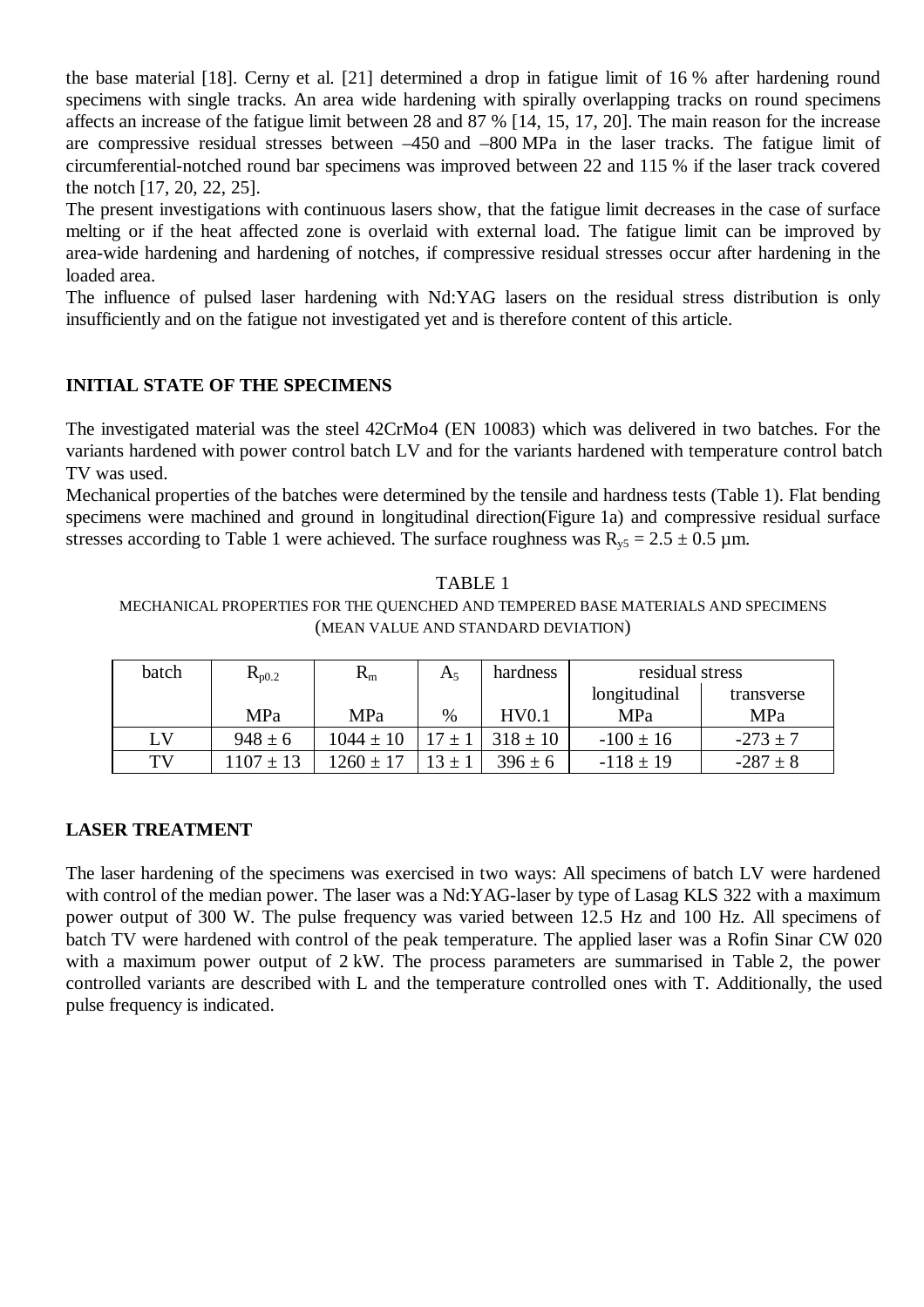the base material [18]. Cerny et al. [21] determined a drop in fatigue limit of 16 % after hardening round specimens with single tracks. An area wide hardening with spirally overlapping tracks on round specimens affects an increase of the fatigue limit between 28 and 87 % [14, 15, 17, 20]. The main reason for the increase are compressive residual stresses between –450 and –800 MPa in the laser tracks. The fatigue limit of circumferential-notched round bar specimens was improved between 22 and 115 % if the laser track covered the notch [17, 20, 22, 25].

The present investigations with continuous lasers show, that the fatigue limit decreases in the case of surface melting or if the heat affected zone is overlaid with external load. The fatigue limit can be improved by area-wide hardening and hardening of notches, if compressive residual stresses occur after hardening in the loaded area.

The influence of pulsed laser hardening with Nd:YAG lasers on the residual stress distribution is only insufficiently and on the fatigue not investigated yet and is therefore content of this article.

## INITIAL STATE OF THE SPECIMENS

The investigated material was the steel 42CrMo4 (EN 10083) which was delivered in two batches. For the variants hardened with power control batch LV and for the variants hardened with temperature control batch TV was used.

Mechanical properties of the batches were determined by the tensile and hardness tests (Table 1). Flat bending specimens were machined and ground in longitudinal direction(Figure 1a) and compressive residual surface stresses according to Table 1 were achieved. The surface roughness was $R_{y5}$ = 2.5 ± 0.5 µm.

TABLE 1

MECHANICAL PROPERTIES FOR THE QUENCHED AND TEMPERED BASE MATERIALS AND SPECIMENS (MEAN VALUE AND STANDARD DEVIATION)

| batch | $R_{p0.2}$ | $R_m$ | $A_5$ | hardness | residual stress | |
|---|---|---|---|---|---|---|
| | | | | | longitudinal | transverse |
| | MPa | MPa | % | HV0.1 | MPa | MPa |
| LV | 948 ± 6 | 1044 ± 10 | 17 ± 1 | 318 ± 10 | -100 ± 16 | -273 ± 7 |
| TV | 1107 ± 13 | 1260 ± 17 | 13 ± 1 | 396 ± 6 | -118 ± 19 | -287 ± 8 |

## LASER TREATMENT

The laser hardening of the specimens was exercised in two ways: All specimens of batch LV were hardened with control of the median power. The laser was a Nd:YAG-laser by type of Lasag KLS 322 with a maximum power output of 300 W. The pulse frequency was varied between 12.5 Hz and 100 Hz. All specimens of batch TV were hardened with control of the peak temperature. The applied laser was a Rofin Sinar CW 020 with a maximum power output of 2 kW. The process parameters are summarised in Table 2, the power controlled variants are described with L and the temperature controlled ones with T. Additionally, the used pulse frequency is indicated.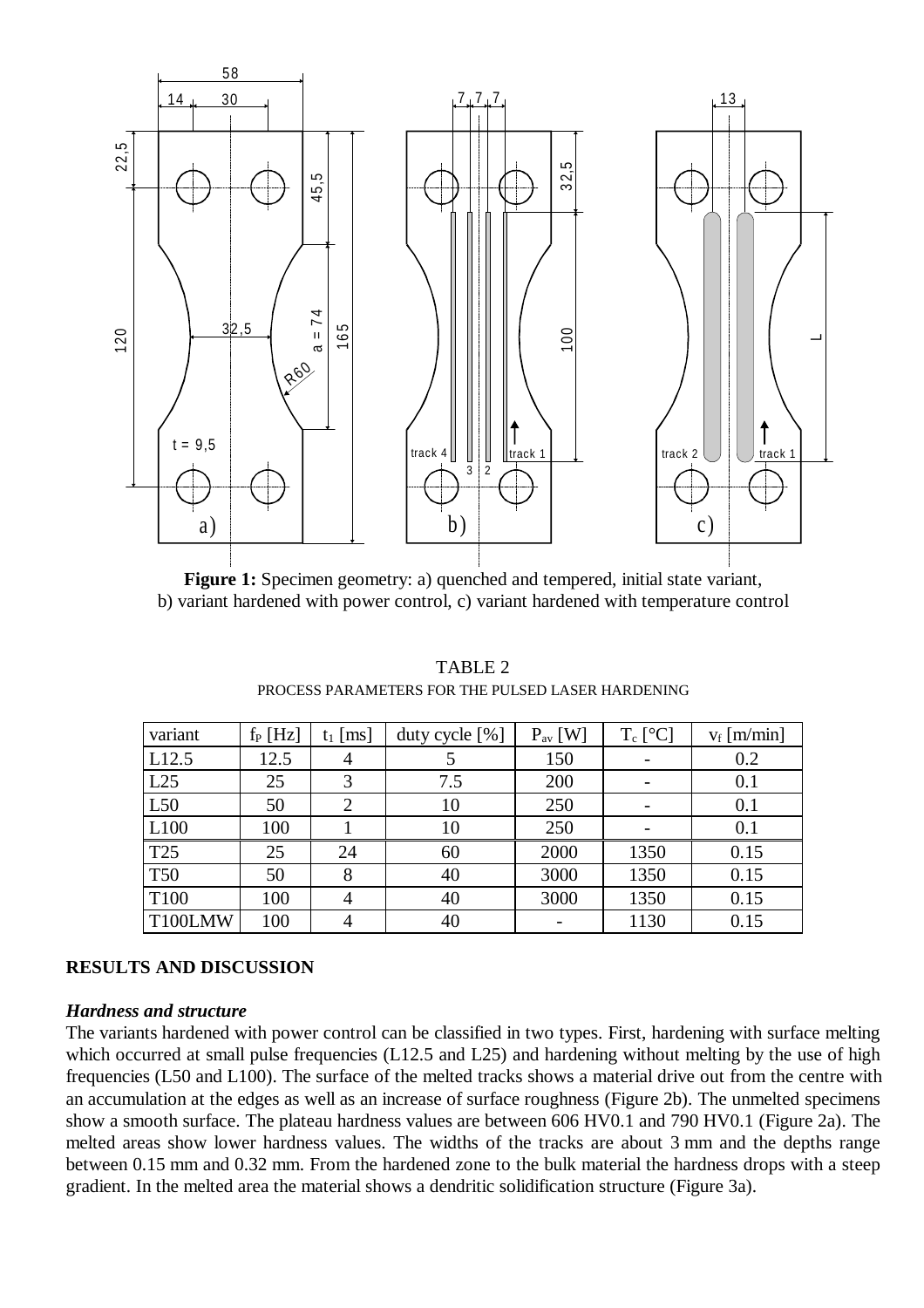**Figure 1:** Specimen geometry: a) quenched and tempered, initial state variant, b) variant hardened with power control, c) variant hardened with temperature control

TABLE 2
PROCESS PARAMETERS FOR THE PULSED LASER HARDENING

| variant | $f_P$ [Hz] | $t_1$ [ms] | duty cycle [%] | $P_{av}$ [W] | $T_c$ [°C] | $v_f$ [m/min] |
|---|---|---|---|---|---|---|
| L12.5 | 12.5 | 4 | 5 | 150 | - | 0.2 |
| L25 | 25 | 3 | 7.5 | 200 | - | 0.1 |
| L50 | 50 | 2 | 10 | 250 | - | 0.1 |
| L100 | 100 | 1 | 10 | 250 | - | 0.1 |
| T25 | 25 | 24 | 60 | 2000 | 1350 | 0.15 |
| T50 | 50 | 8 | 40 | 3000 | 1350 | 0.15 |
| T100 | 100 | 4 | 40 | 3000 | 1350 | 0.15 |
| T100LMW | 100 | 4 | 40 | - | 1130 | 0.15 |

## RESULTS AND DISCUSSION

### *Hardness and structure*

The variants hardened with power control can be classified in two types. First, hardening with surface melting which occurred at small pulse frequencies (L12.5 and L25) and hardening without melting by the use of high frequencies (L50 and L100). The surface of the melted tracks shows a material drive out from the centre with an accumulation at the edges as well as an increase of surface roughness (Figure 2b). The unmelted specimens show a smooth surface. The plateau hardness values are between 606 HV0.1 and 790 HV0.1 (Figure 2a). The melted areas show lower hardness values. The widths of the tracks are about 3 mm and the depths range between 0.15 mm and 0.32 mm. From the hardened zone to the bulk material the hardness drops with a steep gradient. In the melted area the material shows a dendritic solidification structure (Figure 3a).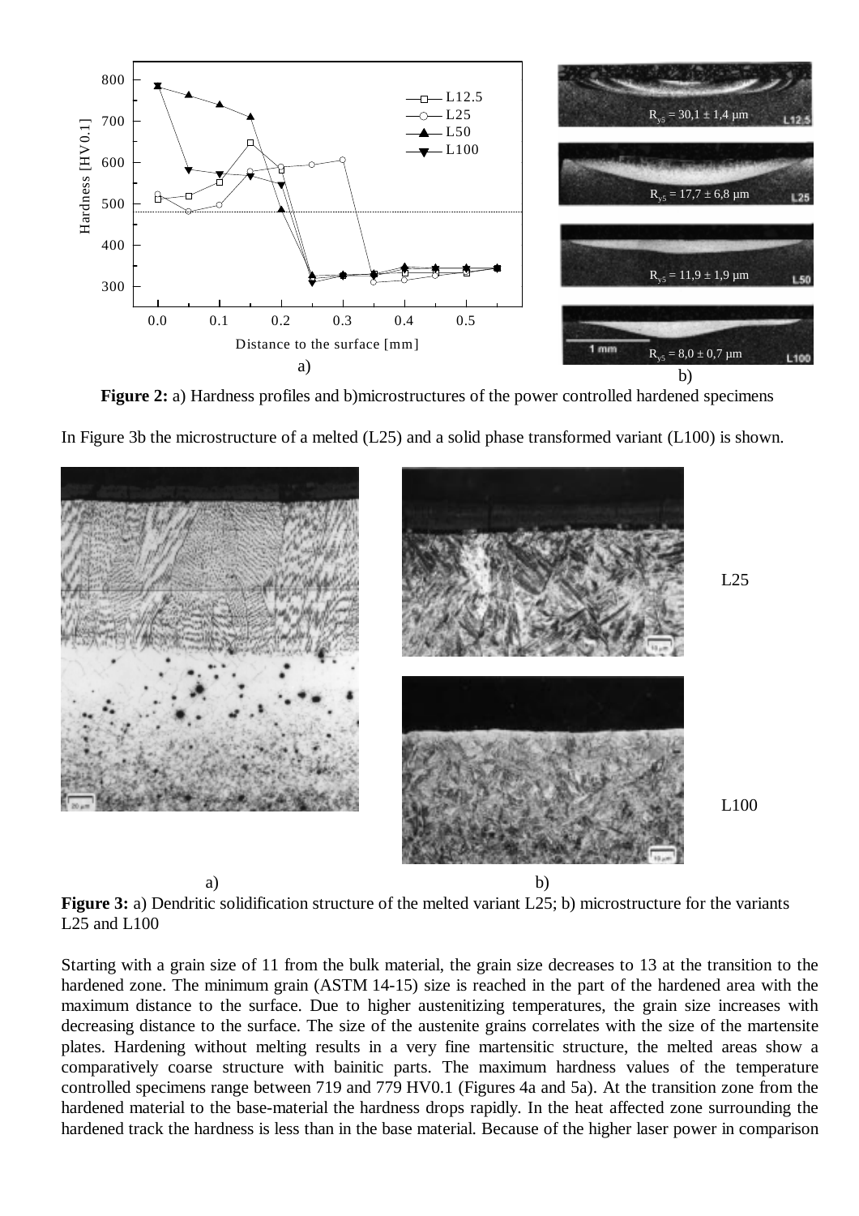**Figure 2:** a) Hardness profiles and b)microstructures of the power controlled hardened specimens

In Figure 3b the microstructure of a melted (L25) and a solid phase transformed variant (L100) is shown.

**Figure 3:** a) Dendritic solidification structure of the melted variant L25; b) microstructure for the variants L25 and L100

Starting with a grain size of 11 from the bulk material, the grain size decreases to 13 at the transition to the hardened zone. The minimum grain (ASTM 14-15) size is reached in the part of the hardened area with the maximum distance to the surface. Due to higher austenitizing temperatures, the grain size increases with decreasing distance to the surface. The size of the austenite grains correlates with the size of the martensite plates. Hardening without melting results in a very fine martensitic structure, the melted areas show a comparatively coarse structure with bainitic parts. The maximum hardness values of the temperature controlled specimens range between 719 and 779 HV0.1 (Figures 4a and 5a). At the transition zone from the hardened material to the base-material the hardness drops rapidly. In the heat affected zone surrounding the hardened track the hardness is less than in the base material. Because of the higher laser power in comparison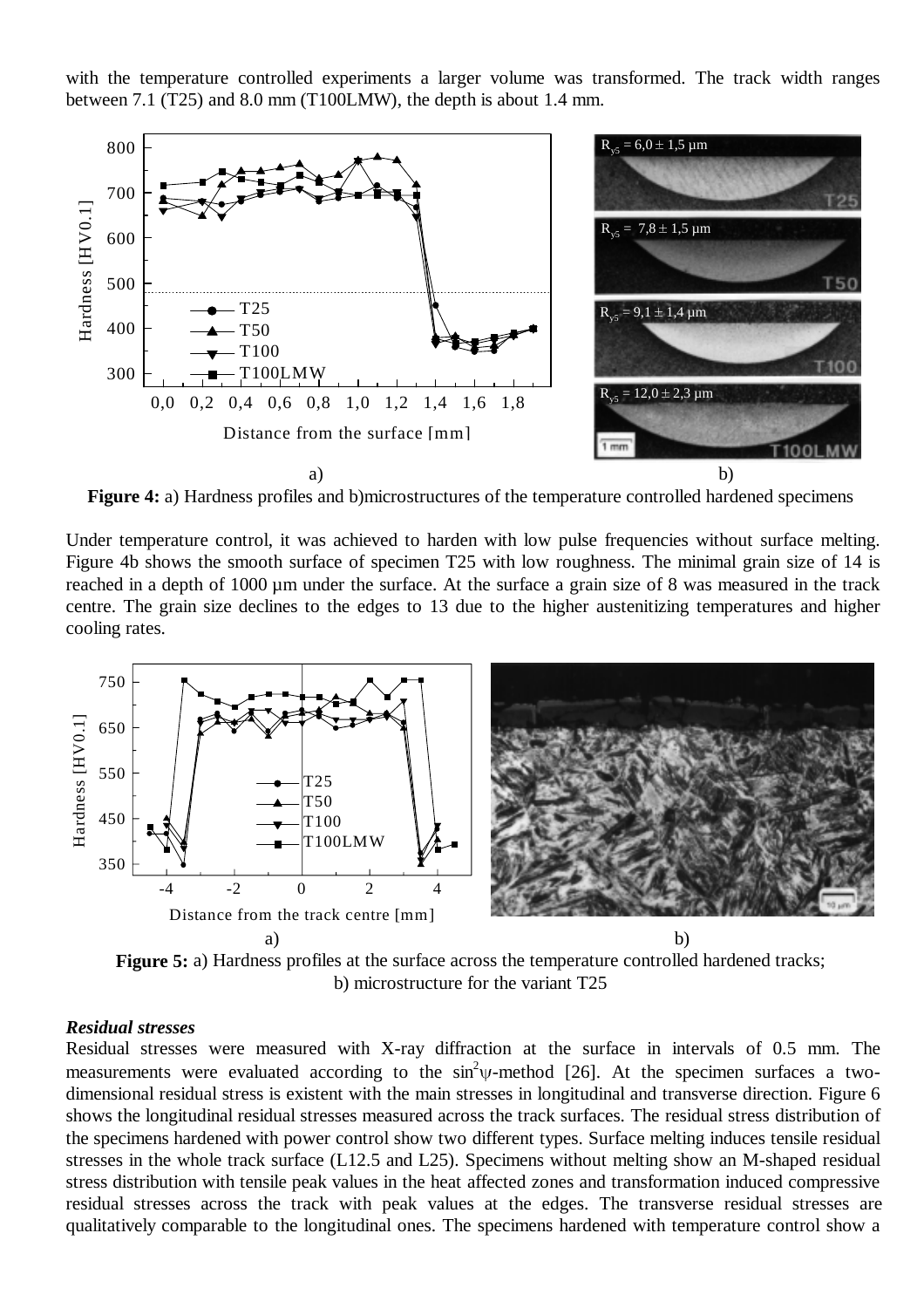with the temperature controlled experiments a larger volume was transformed. The track width ranges between 7.1 (T25) and 8.0 mm (T100LMW), the depth is about 1.4 mm.

a) b)

**Figure 4:** a) Hardness profiles and b)microstructures of the temperature controlled hardened specimens

Under temperature control, it was achieved to harden with low pulse frequencies without surface melting. Figure 4b shows the smooth surface of specimen T25 with low roughness. The minimal grain size of 14 is reached in a depth of 1000 µm under the surface. At the surface a grain size of 8 was measured in the track centre. The grain size declines to the edges to 13 due to the higher austenitizing temperatures and higher cooling rates.

a) b)

**Figure 5:** a) Hardness profiles at the surface across the temperature controlled hardened tracks; b) microstructure for the variant T25

***Residual stresses***

Residual stresses were measured with X-ray diffraction at the surface in intervals of 0.5 mm. The measurements were evaluated according to the $\sin^2\psi$-method [26]. At the specimen surfaces a two-dimensional residual stress is existent with the main stresses in longitudinal and transverse direction. Figure 6 shows the longitudinal residual stresses measured across the track surfaces. The residual stress distribution of the specimens hardened with power control show two different types. Surface melting induces tensile residual stresses in the whole track surface (L12.5 and L25). Specimens without melting show an M-shaped residual stress distribution with tensile peak values in the heat affected zones and transformation induced compressive residual stresses across the track with peak values at the edges. The transverse residual stresses are qualitatively comparable to the longitudinal ones. The specimens hardened with temperature control show a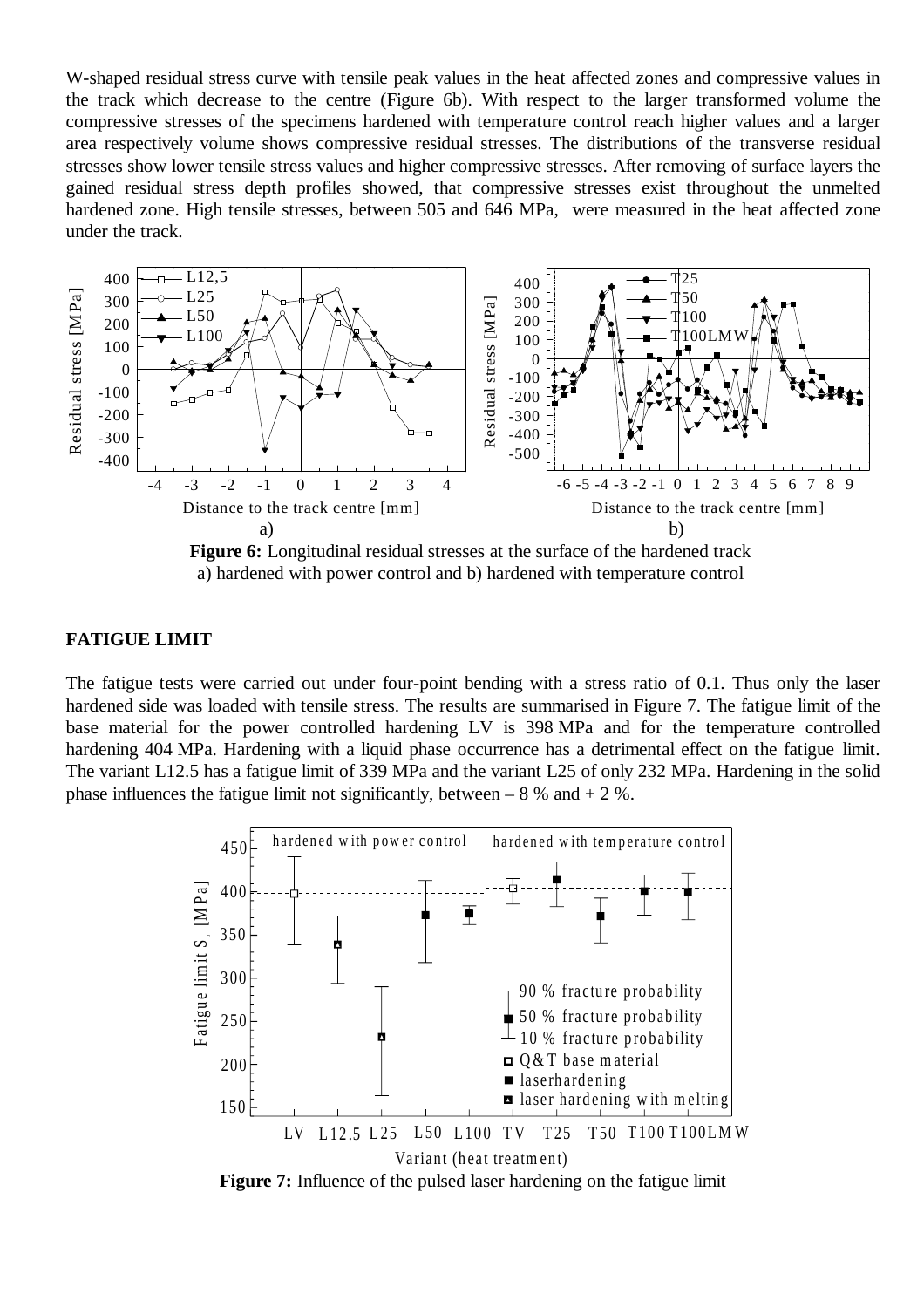W-shaped residual stress curve with tensile peak values in the heat affected zones and compressive values in the track which decrease to the centre (Figure 6b). With respect to the larger transformed volume the compressive stresses of the specimens hardened with temperature control reach higher values and a larger area respectively volume shows compressive residual stresses. The distributions of the transverse residual stresses show lower tensile stress values and higher compressive stresses. After removing of surface layers the gained residual stress depth profiles showed, that compressive stresses exist throughout the unmelted hardened zone. High tensile stresses, between 505 and 646 MPa, were measured in the heat affected zone under the track.

**Figure 6:** Longitudinal residual stresses at the surface of the hardened track
a) hardened with power control and b) hardened with temperature control

## FATIGUE LIMIT

The fatigue tests were carried out under four-point bending with a stress ratio of 0.1. Thus only the laser hardened side was loaded with tensile stress. The results are summarised in Figure 7. The fatigue limit of the base material for the power controlled hardening LV is 398 MPa and for the temperature controlled hardening 404 MPa. Hardening with a liquid phase occurrence has a detrimental effect on the fatigue limit. The variant L12.5 has a fatigue limit of 339 MPa and the variant L25 of only 232 MPa. Hardening in the solid phase influences the fatigue limit not significantly, between – 8 % and + 2 %.

**Figure 7:** Influence of the pulsed laser hardening on the fatigue limit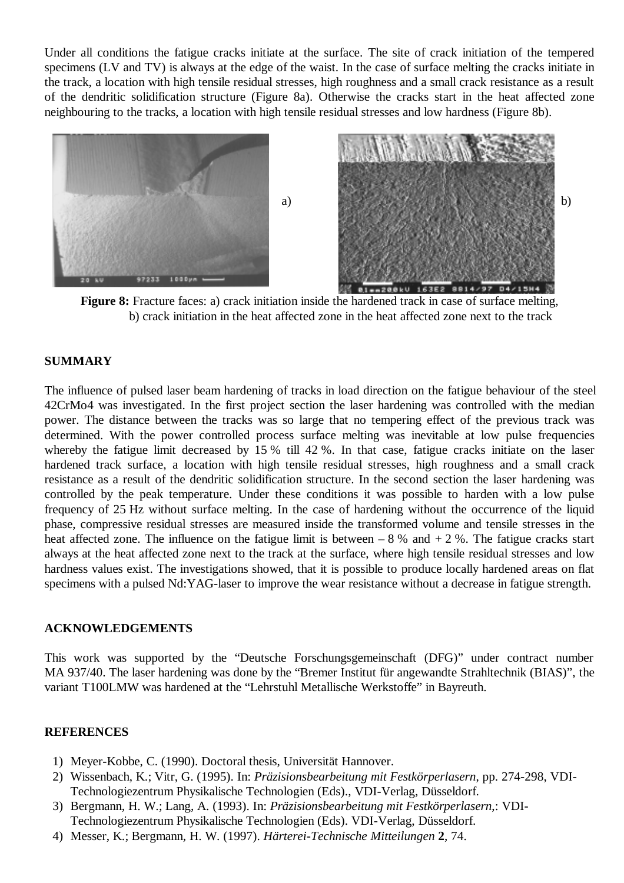Under all conditions the fatigue cracks initiate at the surface. The site of crack initiation of the tempered specimens (LV and TV) is always at the edge of the waist. In the case of surface melting the cracks initiate in the track, a location with high tensile residual stresses, high roughness and a small crack resistance as a result of the dendritic solidification structure (Figure 8a). Otherwise the cracks start in the heat affected zone neighbouring to the tracks, a location with high tensile residual stresses and low hardness (Figure 8b).

**Figure 8:** Fracture faces: a) crack initiation inside the hardened track in case of surface melting, b) crack initiation in the heat affected zone in the heat affected zone next to the track

## SUMMARY

The influence of pulsed laser beam hardening of tracks in load direction on the fatigue behaviour of the steel 42CrMo4 was investigated. In the first project section the laser hardening was controlled with the median power. The distance between the tracks was so large that no tempering effect of the previous track was determined. With the power controlled process surface melting was inevitable at low pulse frequencies whereby the fatigue limit decreased by 15 % till 42 %. In that case, fatigue cracks initiate on the laser hardened track surface, a location with high tensile residual stresses, high roughness and a small crack resistance as a result of the dendritic solidification structure. In the second section the laser hardening was controlled by the peak temperature. Under these conditions it was possible to harden with a low pulse frequency of 25 Hz without surface melting. In the case of hardening without the occurrence of the liquid phase, compressive residual stresses are measured inside the transformed volume and tensile stresses in the heat affected zone. The influence on the fatigue limit is between – 8 % and + 2 %. The fatigue cracks start always at the heat affected zone next to the track at the surface, where high tensile residual stresses and low hardness values exist. The investigations showed, that it is possible to produce locally hardened areas on flat specimens with a pulsed Nd:YAG-laser to improve the wear resistance without a decrease in fatigue strength.

## ACKNOWLEDGEMENTS

This work was supported by the "Deutsche Forschungsgemeinschaft (DFG)" under contract number MA 937/40. The laser hardening was done by the "Bremer Institut für angewandte Strahltechnik (BIAS)", the variant T100LMW was hardened at the "Lehrstuhl Metallische Werkstoffe" in Bayreuth.

## REFERENCES

1) Meyer-Kobbe, C. (1990). Doctoral thesis, Universität Hannover.
2) Wissenbach, K.; Vitr, G. (1995). In: *Präzisionsbearbeitung mit Festkörperlasern*, pp. 274-298, VDI-Technologiezentrum Physikalische Technologien (Eds)., VDI-Verlag, Düsseldorf.
3) Bergmann, H. W.; Lang, A. (1993). In: *Präzisionsbearbeitung mit Festkörperlasern*,: VDI-Technologiezentrum Physikalische Technologien (Eds). VDI-Verlag, Düsseldorf.
4) Messer, K.; Bergmann, H. W. (1997). *Härterei-Technische Mitteilungen* **2**, 74.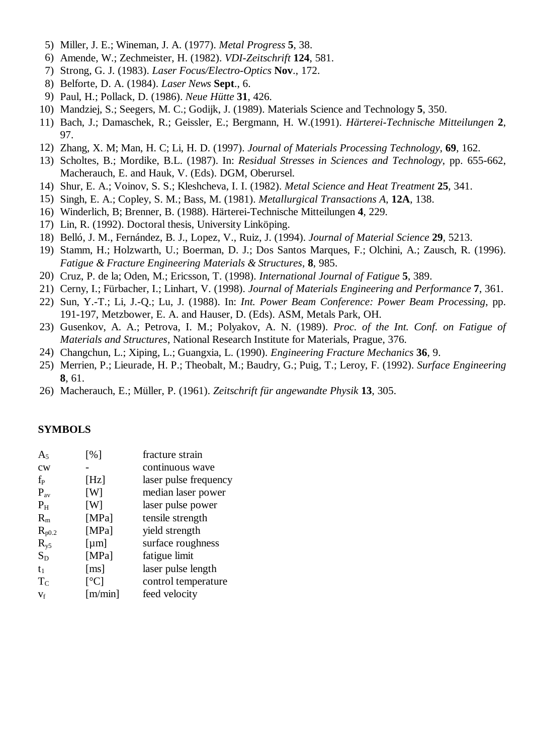5) Miller, J. E.; Wineman, J. A. (1977). *Metal Progress* **5**, 38.
6) Amende, W.; Zechmeister, H. (1982). *VDI-Zeitschrift* **124**, 581.
7) Strong, G. J. (1983). *Laser Focus/Electro-Optics* **Nov**., 172.
8) Belforte, D. A. (1984). *Laser News* **Sept**., 6.
9) Paul, H.; Pollack, D. (1986). *Neue Hütte* **31**, 426.
10) Mandziej, S.; Seegers, M. C.; Godijk, J. (1989). Materials Science and Technology **5**, 350.
11) Bach, J.; Damaschek, R.; Geissler, E.; Bergmann, H. W.(1991). *Härterei-Technische Mitteilungen* **2**, 97.
12) Zhang, X. M; Man, H. C; Li, H. D. (1997). *Journal of Materials Processing Technology*, **69**, 162.
13) Scholtes, B.; Mordike, B.L. (1987). In: *Residual Stresses in Sciences and Technology*, pp. 655-662, Macherauch, E. and Hauk, V. (Eds). DGM, Oberursel.
14) Shur, E. A.; Voinov, S. S.; Kleshcheva, I. I. (1982). *Metal Science and Heat Treatment* **25**, 341.
15) Singh, E. A.; Copley, S. M.; Bass, M. (1981). *Metallurgical Transactions A*, **12A**, 138.
16) Winderlich, B; Brenner, B. (1988). Härterei-Technische Mitteilungen **4**, 229.
17) Lin, R. (1992). Doctoral thesis, University Linköping.
18) Belló, J. M., Fernández, B. J., Lopez, V., Ruiz, J. (1994). *Journal of Material Science* **29**, 5213.
19) Stamm, H.; Holzwarth, U.; Boerman, D. J.; Dos Santos Marques, F.; Olchini, A.; Zausch, R. (1996). *Fatigue & Fracture Engineering Materials & Structures*, **8**, 985.
20) Cruz, P. de la; Oden, M.; Ericsson, T. (1998). *International Journal of Fatigue* **5**, 389.
21) Cerny, I.; Fürbacher, I.; Linhart, V. (1998). *Journal of Materials Engineering and Performance* **7**, 361.
22) Sun, Y.-T.; Li, J.-Q.; Lu, J. (1988). In: *Int. Power Beam Conference: Power Beam Processing*, pp. 191-197, Metzbower, E. A. and Hauser, D. (Eds). ASM, Metals Park, OH.
23) Gusenkov, A. A.; Petrova, I. M.; Polyakov, A. N. (1989). *Proc. of the Int. Conf. on Fatigue of Materials and Structures*, National Research Institute for Materials, Prague, 376.
24) Changchun, L.; Xiping, L.; Guangxia, L. (1990). *Engineering Fracture Mechanics* **36**, 9.
25) Merrien, P.; Lieurade, H. P.; Theobalt, M.; Baudry, G.; Puig, T.; Leroy, F. (1992). *Surface Engineering* **8**, 61.
26) Macherauch, E.; Müller, P. (1961). *Zeitschrift für angewandte Physik* **13**, 305.

## SYMBOLS

| | | |
|---|---|---|
| $A_5$ | [%] | fracture strain |
| cw | - | continuous wave |
| $f_P$ | [Hz] | laser pulse frequency |
| $P_{av}$ | [W] | median laser power |
| $P_H$ | [W] | laser pulse power |
| $R_m$ | [MPa] | tensile strength |
| $R_{p0.2}$ | [MPa] | yield strength |
| $R_{y5}$ | [µm] | surface roughness |
| $S_D$ | [MPa] | fatigue limit |
| $t_1$ | [ms] | laser pulse length |
| $T_C$ | [°C] | control temperature |
| $v_f$ | [m/min] | feed velocity |